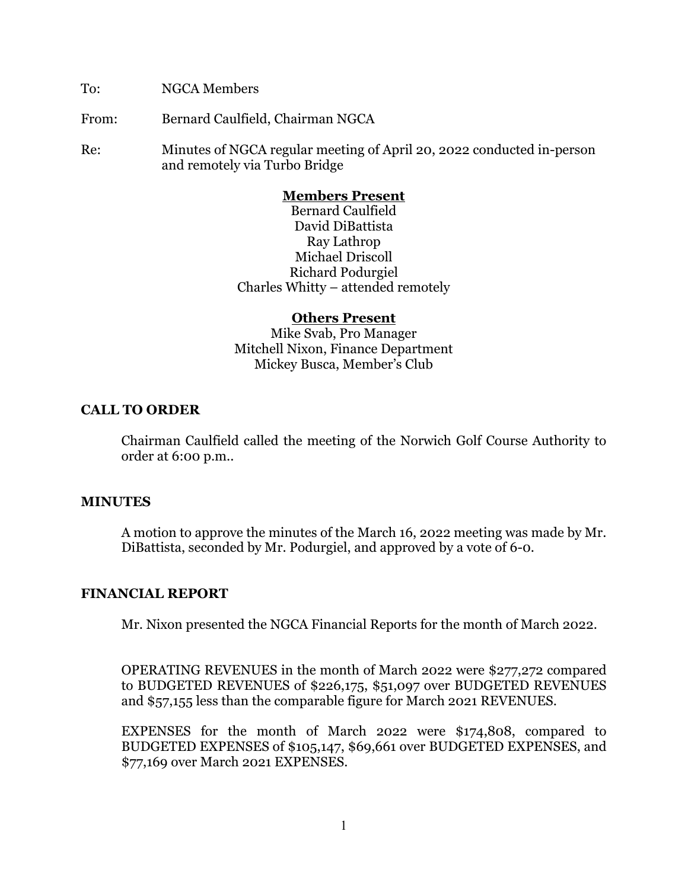To: NGCA Members

From: Bernard Caulfield, Chairman NGCA

Re: Minutes of NGCA regular meeting of April 20, 2022 conducted in-person and remotely via Turbo Bridge

**Members Present**

Bernard Caulfield
David DiBattista
Ray Lathrop
Michael Driscoll
Richard Podurgiel
Charles Whitty – attended remotely

**Others Present**

Mike Svab, Pro Manager
Mitchell Nixon, Finance Department
Mickey Busca, Member's Club

## CALL TO ORDER

Chairman Caulfield called the meeting of the Norwich Golf Course Authority to order at 6:00 p.m..

## MINUTES

A motion to approve the minutes of the March 16, 2022 meeting was made by Mr. DiBattista, seconded by Mr. Podurgiel, and approved by a vote of 6-0.

## FINANCIAL REPORT

Mr. Nixon presented the NGCA Financial Reports for the month of March 2022.

OPERATING REVENUES in the month of March 2022 were $277,272 compared to BUDGETED REVENUES of $226,175, $51,097 over BUDGETED REVENUES and $57,155 less than the comparable figure for March 2021 REVENUES.

EXPENSES for the month of March 2022 were $174,808, compared to BUDGETED EXPENSES of $105,147, $69,661 over BUDGETED EXPENSES, and $77,169 over March 2021 EXPENSES.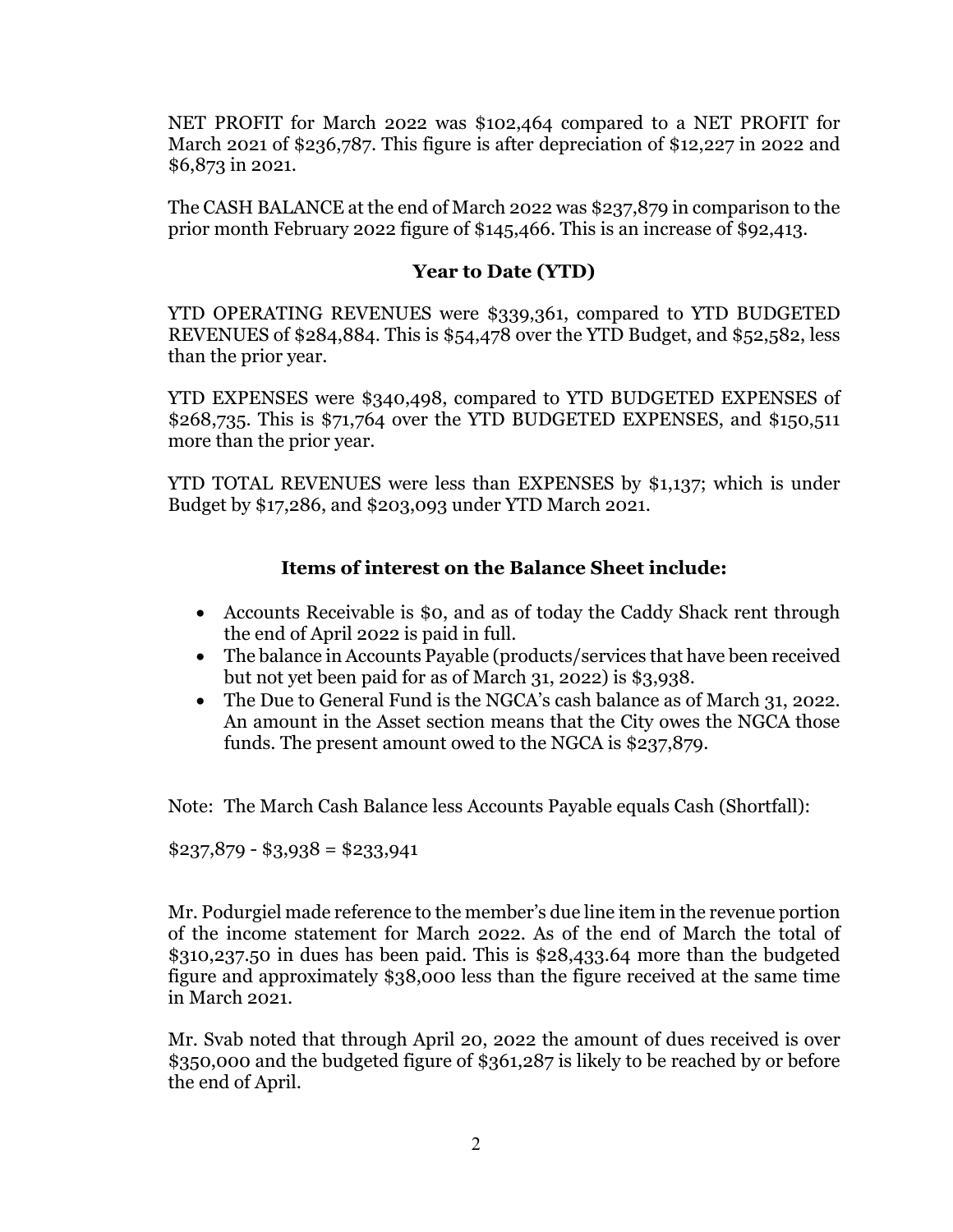NET PROFIT for March 2022 was $102,464 compared to a NET PROFIT for March 2021 of $236,787. This figure is after depreciation of $12,227 in 2022 and $6,873 in 2021.

The CASH BALANCE at the end of March 2022 was $237,879 in comparison to the prior month February 2022 figure of $145,466. This is an increase of $92,413.

## Year to Date (YTD)

YTD OPERATING REVENUES were $339,361, compared to YTD BUDGETED REVENUES of $284,884. This is $54,478 over the YTD Budget, and $52,582, less than the prior year.

YTD EXPENSES were $340,498, compared to YTD BUDGETED EXPENSES of $268,735. This is $71,764 over the YTD BUDGETED EXPENSES, and $150,511 more than the prior year.

YTD TOTAL REVENUES were less than EXPENSES by $1,137; which is under Budget by $17,286, and $203,093 under YTD March 2021.

## Items of interest on the Balance Sheet include:

- Accounts Receivable is $0, and as of today the Caddy Shack rent through the end of April 2022 is paid in full.
- The balance in Accounts Payable (products/services that have been received but not yet been paid for as of March 31, 2022) is $3,938.
- The Due to General Fund is the NGCA's cash balance as of March 31, 2022. An amount in the Asset section means that the City owes the NGCA those funds. The present amount owed to the NGCA is $237,879.

Note: The March Cash Balance less Accounts Payable equals Cash (Shortfall):

$237,879 - $3,938 = $233,941

Mr. Podurgiel made reference to the member's due line item in the revenue portion of the income statement for March 2022. As of the end of March the total of $310,237.50 in dues has been paid. This is $28,433.64 more than the budgeted figure and approximately $38,000 less than the figure received at the same time in March 2021.

Mr. Svab noted that through April 20, 2022 the amount of dues received is over $350,000 and the budgeted figure of $361,287 is likely to be reached by or before the end of April.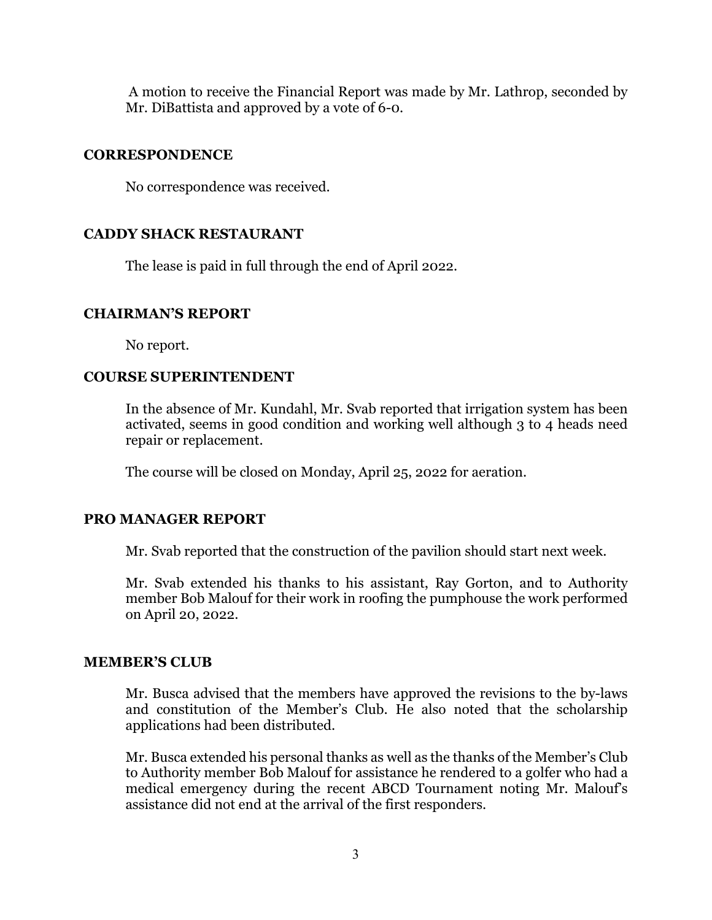A motion to receive the Financial Report was made by Mr. Lathrop, seconded by Mr. DiBattista and approved by a vote of 6-0.

## CORRESPONDENCE

No correspondence was received.

## CADDY SHACK RESTAURANT

The lease is paid in full through the end of April 2022.

## CHAIRMAN'S REPORT

No report.

## COURSE SUPERINTENDENT

In the absence of Mr. Kundahl, Mr. Svab reported that irrigation system has been activated, seems in good condition and working well although 3 to 4 heads need repair or replacement.

The course will be closed on Monday, April 25, 2022 for aeration.

## PRO MANAGER REPORT

Mr. Svab reported that the construction of the pavilion should start next week.

Mr. Svab extended his thanks to his assistant, Ray Gorton, and to Authority member Bob Malouf for their work in roofing the pumphouse the work performed on April 20, 2022.

## MEMBER'S CLUB

Mr. Busca advised that the members have approved the revisions to the by-laws and constitution of the Member's Club. He also noted that the scholarship applications had been distributed.

Mr. Busca extended his personal thanks as well as the thanks of the Member's Club to Authority member Bob Malouf for assistance he rendered to a golfer who had a medical emergency during the recent ABCD Tournament noting Mr. Malouf's assistance did not end at the arrival of the first responders.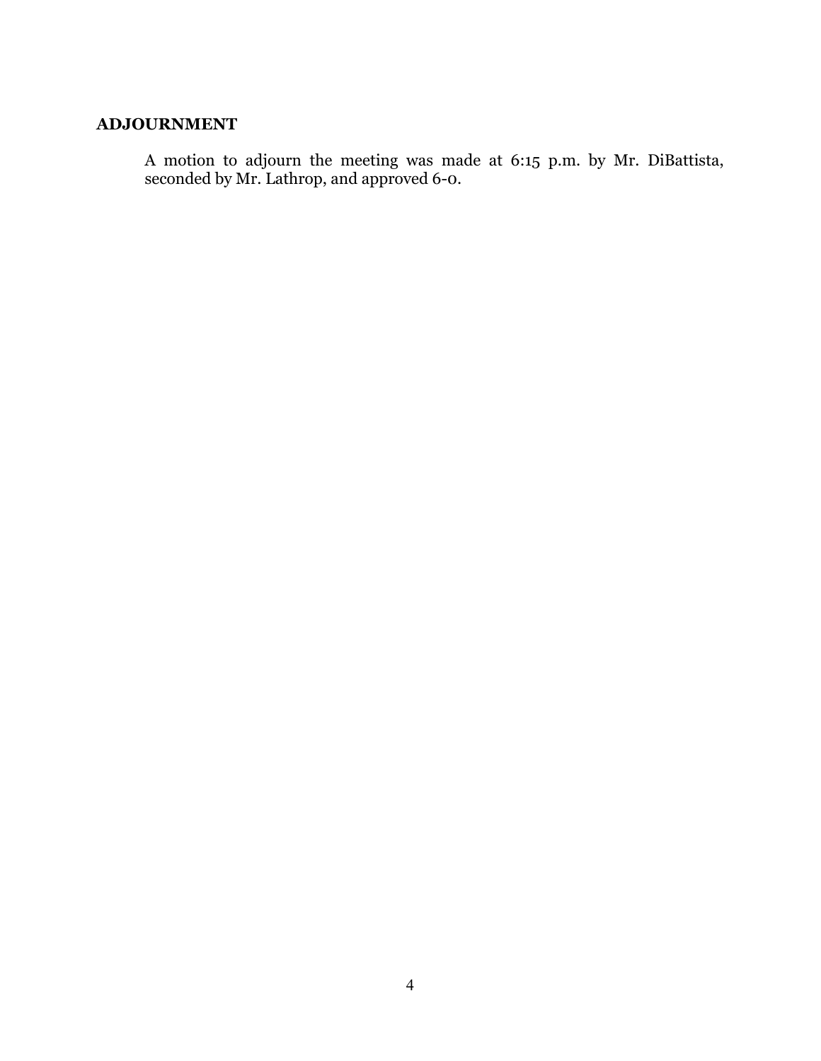**ADJOURNMENT**

A motion to adjourn the meeting was made at 6:15 p.m. by Mr. DiBattista, seconded by Mr. Lathrop, and approved 6-0.